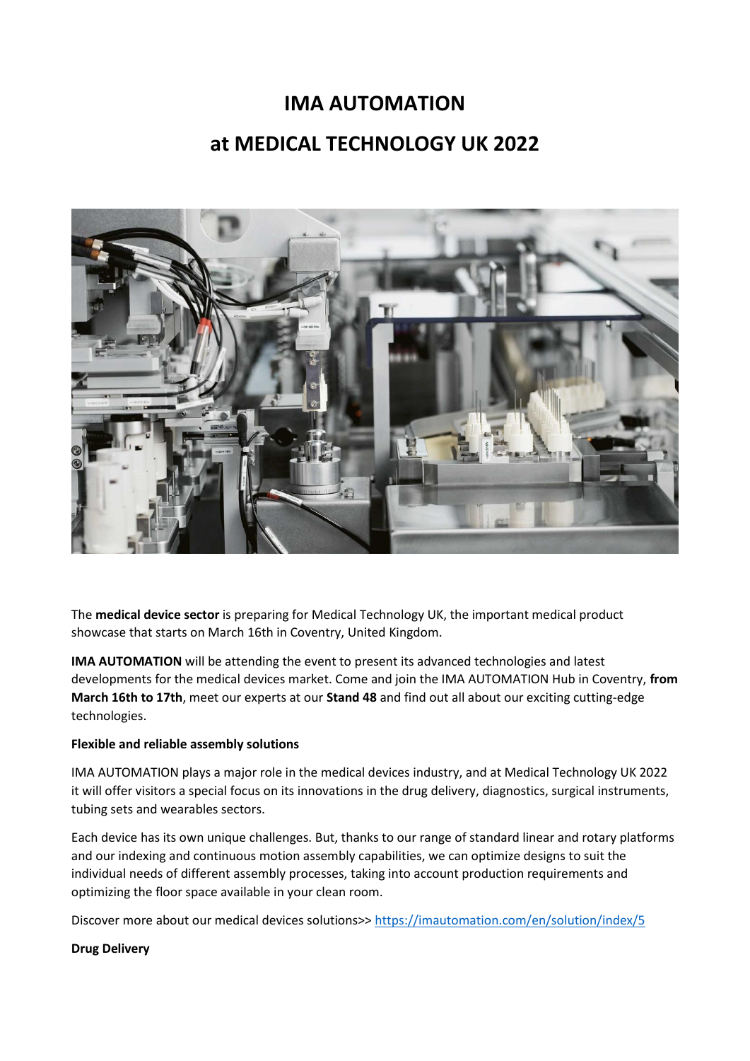# IMA AUTOMATION

# at MEDICAL TECHNOLOGY UK 2022

The **medical device sector** is preparing for Medical Technology UK, the important medical product showcase that starts on March 16th in Coventry, United Kingdom.

**IMA AUTOMATION** will be attending the event to present its advanced technologies and latest developments for the medical devices market. Come and join the IMA AUTOMATION Hub in Coventry, **from March 16th to 17th**, meet our experts at our **Stand 48** and find out all about our exciting cutting-edge technologies.

**Flexible and reliable assembly solutions**

IMA AUTOMATION plays a major role in the medical devices industry, and at Medical Technology UK 2022 it will offer visitors a special focus on its innovations in the drug delivery, diagnostics, surgical instruments, tubing sets and wearables sectors.

Each device has its own unique challenges. But, thanks to our range of standard linear and rotary platforms and our indexing and continuous motion assembly capabilities, we can optimize designs to suit the individual needs of different assembly processes, taking into account production requirements and optimizing the floor space available in your clean room.

Discover more about our medical devices solutions>> https://imautomation.com/en/solution/index/5

**Drug Delivery**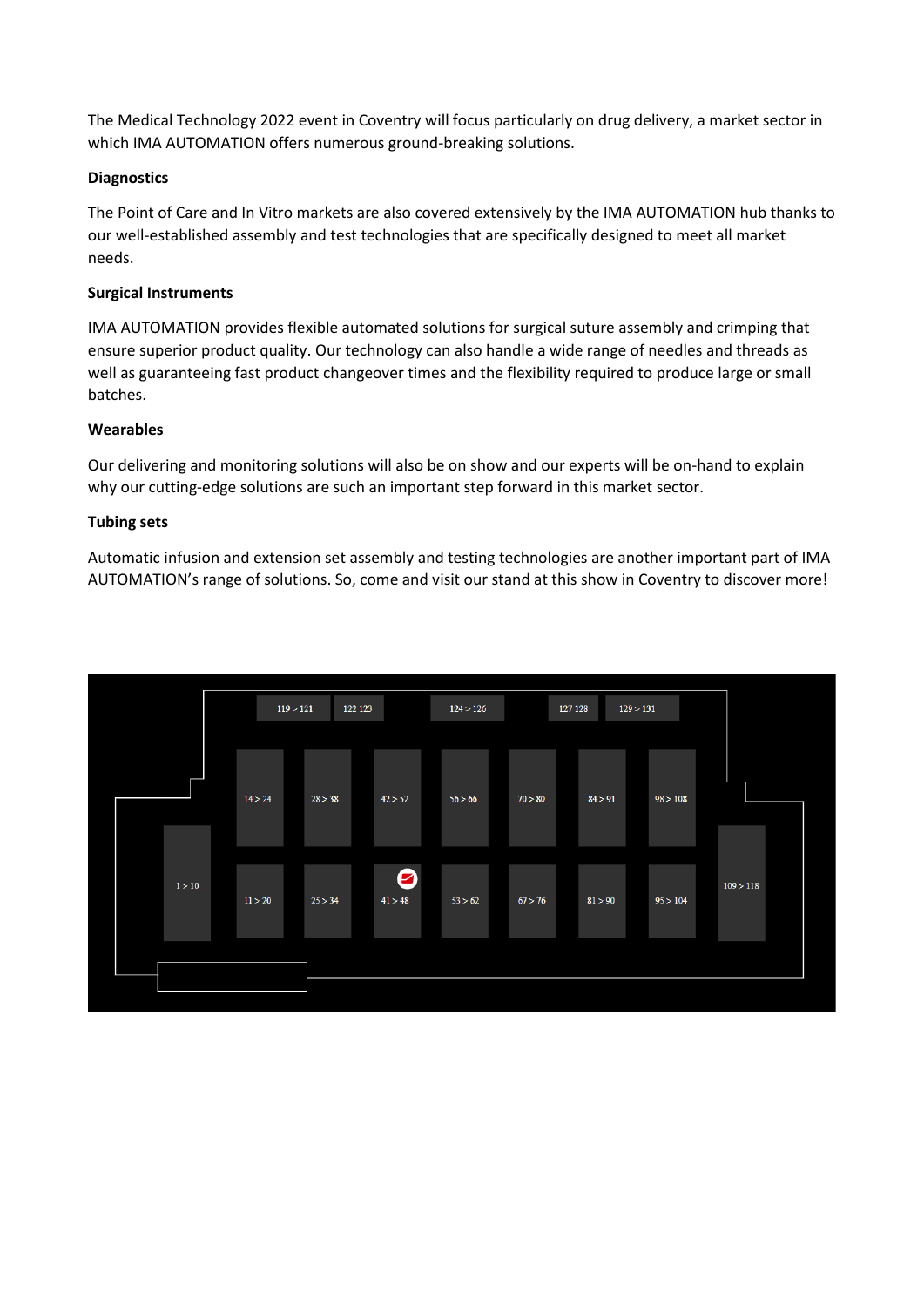The Medical Technology 2022 event in Coventry will focus particularly on drug delivery, a market sector in which IMA AUTOMATION offers numerous ground-breaking solutions.

**Diagnostics**

The Point of Care and In Vitro markets are also covered extensively by the IMA AUTOMATION hub thanks to our well-established assembly and test technologies that are specifically designed to meet all market needs.

**Surgical Instruments**

IMA AUTOMATION provides flexible automated solutions for surgical suture assembly and crimping that ensure superior product quality. Our technology can also handle a wide range of needles and threads as well as guaranteeing fast product changeover times and the flexibility required to produce large or small batches.

**Wearables**

Our delivering and monitoring solutions will also be on show and our experts will be on-hand to explain why our cutting-edge solutions are such an important step forward in this market sector.

**Tubing sets**

Automatic infusion and extension set assembly and testing technologies are another important part of IMA AUTOMATION's range of solutions. So, come and visit our stand at this show in Coventry to discover more!

119 > 121
122 123
124 > 126
127 128
129 > 131
14 > 24
28 > 38
42 > 52
56 > 66
70 > 80
84 > 91
98 > 108
1 > 10
11 > 20
25 > 34
41 > 48
53 > 62
67 > 76
81 > 90
95 > 104
109 > 118